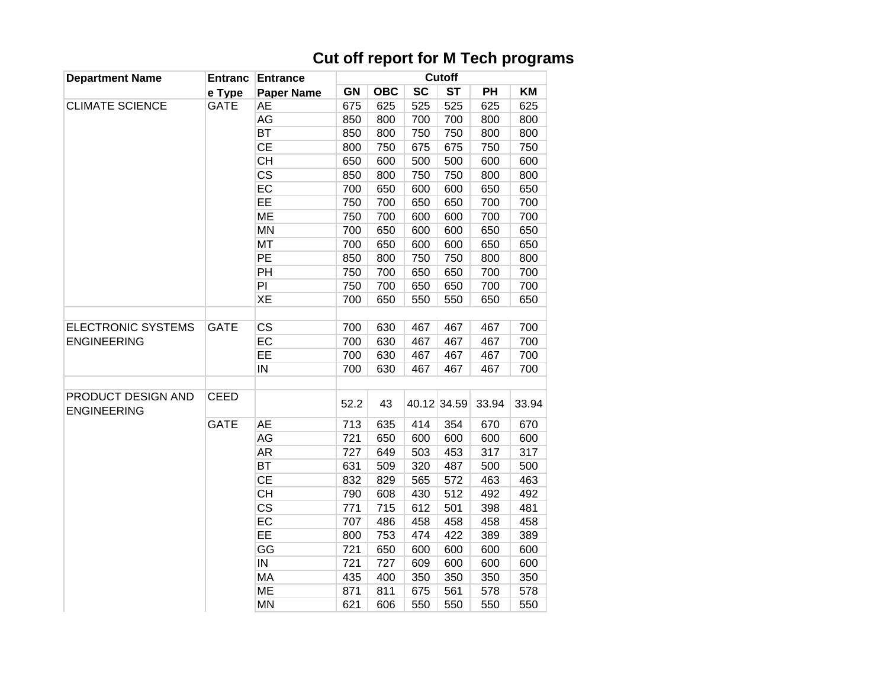# Cut off report for M Tech programs

| Department Name | Entrance Type | Entrance Paper Name | Cutoff | | | | | |
|---|---|---|---|---|---|---|---|---|
| | | | GN | OBC | SC | ST | PH | KM |
| CLIMATE SCIENCE | GATE | AE | 675 | 625 | 525 | 525 | 625 | 625 |
| | | AG | 850 | 800 | 700 | 700 | 800 | 800 |
| | | BT | 850 | 800 | 750 | 750 | 800 | 800 |
| | | CE | 800 | 750 | 675 | 675 | 750 | 750 |
| | | CH | 650 | 600 | 500 | 500 | 600 | 600 |
| | | CS | 850 | 800 | 750 | 750 | 800 | 800 |
| | | EC | 700 | 650 | 600 | 600 | 650 | 650 |
| | | EE | 750 | 700 | 650 | 650 | 700 | 700 |
| | | ME | 750 | 700 | 600 | 600 | 700 | 700 |
| | | MN | 700 | 650 | 600 | 600 | 650 | 650 |
| | | MT | 700 | 650 | 600 | 600 | 650 | 650 |
| | | PE | 850 | 800 | 750 | 750 | 800 | 800 |
| | | PH | 750 | 700 | 650 | 650 | 700 | 700 |
| | | PI | 750 | 700 | 650 | 650 | 700 | 700 |
| | | XE | 700 | 650 | 550 | 550 | 650 | 650 |
| | | | | | | | | |
| ELECTRONIC SYSTEMS ENGINEERING | GATE | CS | 700 | 630 | 467 | 467 | 467 | 700 |
| | | EC | 700 | 630 | 467 | 467 | 467 | 700 |
| | | EE | 700 | 630 | 467 | 467 | 467 | 700 |
| | | IN | 700 | 630 | 467 | 467 | 467 | 700 |
| | | | | | | | | |
| PRODUCT DESIGN AND ENGINEERING | CEED | | 52.2 | 43 | 40.12 | 34.59 | 33.94 | 33.94 |
| | GATE | AE | 713 | 635 | 414 | 354 | 670 | 670 |
| | | AG | 721 | 650 | 600 | 600 | 600 | 600 |
| | | AR | 727 | 649 | 503 | 453 | 317 | 317 |
| | | BT | 631 | 509 | 320 | 487 | 500 | 500 |
| | | CE | 832 | 829 | 565 | 572 | 463 | 463 |
| | | CH | 790 | 608 | 430 | 512 | 492 | 492 |
| | | CS | 771 | 715 | 612 | 501 | 398 | 481 |
| | | EC | 707 | 486 | 458 | 458 | 458 | 458 |
| | | EE | 800 | 753 | 474 | 422 | 389 | 389 |
| | | GG | 721 | 650 | 600 | 600 | 600 | 600 |
| | | IN | 721 | 727 | 609 | 600 | 600 | 600 |
| | | MA | 435 | 400 | 350 | 350 | 350 | 350 |
| | | ME | 871 | 811 | 675 | 561 | 578 | 578 |
| | | MN | 621 | 606 | 550 | 550 | 550 | 550 |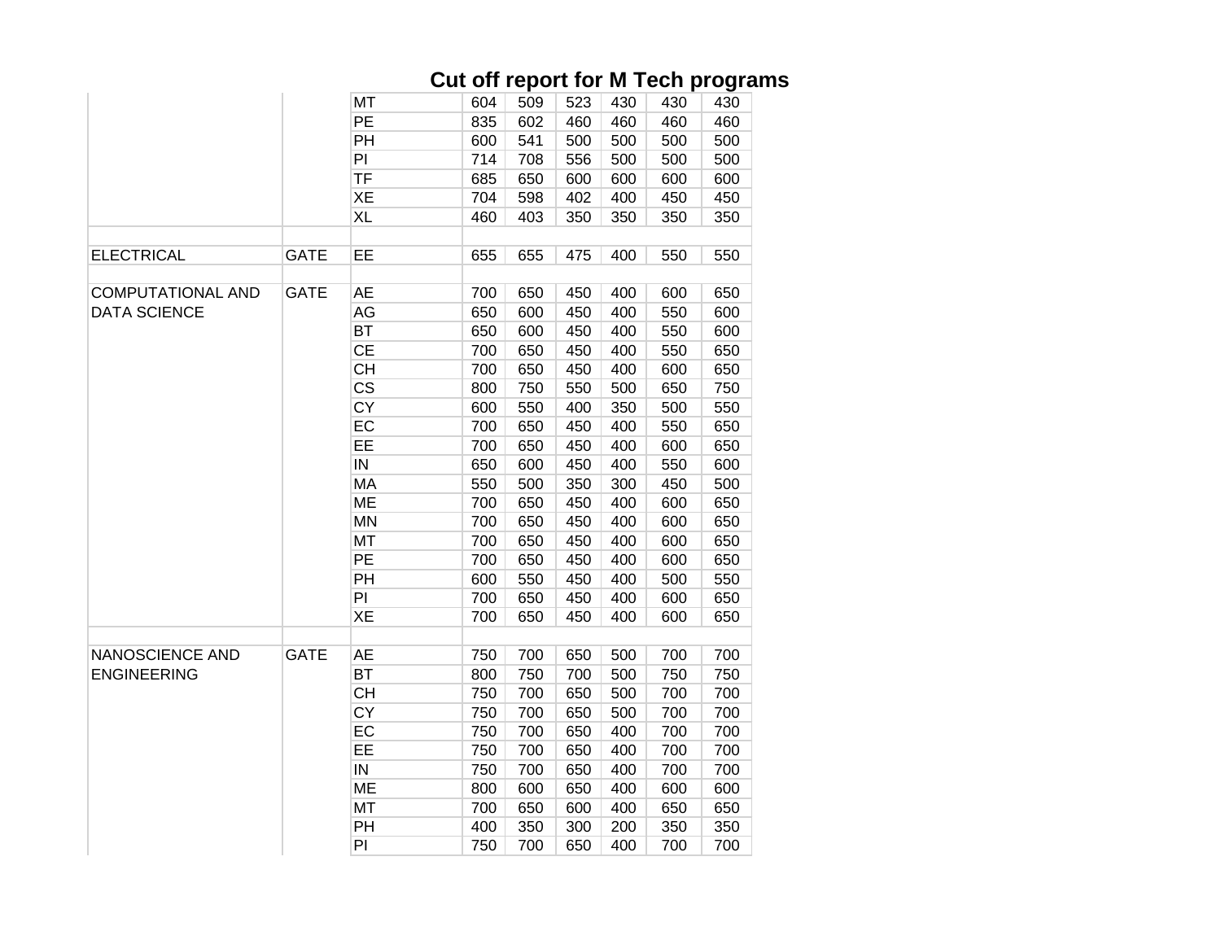# Cut off report for M Tech programs

| | | | | | | | | |
|---|---|---|---|---|---|---|---|---|
| | | MT | 604 | 509 | 523 | 430 | 430 | 430 |
| | | PE | 835 | 602 | 460 | 460 | 460 | 460 |
| | | PH | 600 | 541 | 500 | 500 | 500 | 500 |
| | | PI | 714 | 708 | 556 | 500 | 500 | 500 |
| | | TF | 685 | 650 | 600 | 600 | 600 | 600 |
| | | XE | 704 | 598 | 402 | 400 | 450 | 450 |
| | | XL | 460 | 403 | 350 | 350 | 350 | 350 |
| | | | | | | | | |
| ELECTRICAL | GATE | EE | 655 | 655 | 475 | 400 | 550 | 550 |
| | | | | | | | | |
| COMPUTATIONAL AND DATA SCIENCE | GATE | AE | 700 | 650 | 450 | 400 | 600 | 650 |
| | | AG | 650 | 600 | 450 | 400 | 550 | 600 |
| | | BT | 650 | 600 | 450 | 400 | 550 | 600 |
| | | CE | 700 | 650 | 450 | 400 | 550 | 650 |
| | | CH | 700 | 650 | 450 | 400 | 600 | 650 |
| | | CS | 800 | 750 | 550 | 500 | 650 | 750 |
| | | CY | 600 | 550 | 400 | 350 | 500 | 550 |
| | | EC | 700 | 650 | 450 | 400 | 550 | 650 |
| | | EE | 700 | 650 | 450 | 400 | 600 | 650 |
| | | IN | 650 | 600 | 450 | 400 | 550 | 600 |
| | | MA | 550 | 500 | 350 | 300 | 450 | 500 |
| | | ME | 700 | 650 | 450 | 400 | 600 | 650 |
| | | MN | 700 | 650 | 450 | 400 | 600 | 650 |
| | | MT | 700 | 650 | 450 | 400 | 600 | 650 |
| | | PE | 700 | 650 | 450 | 400 | 600 | 650 |
| | | PH | 600 | 550 | 450 | 400 | 500 | 550 |
| | | PI | 700 | 650 | 450 | 400 | 600 | 650 |
| | | XE | 700 | 650 | 450 | 400 | 600 | 650 |
| | | | | | | | | |
| NANOSCIENCE AND ENGINEERING | GATE | AE | 750 | 700 | 650 | 500 | 700 | 700 |
| | | BT | 800 | 750 | 700 | 500 | 750 | 750 |
| | | CH | 750 | 700 | 650 | 500 | 700 | 700 |
| | | CY | 750 | 700 | 650 | 500 | 700 | 700 |
| | | EC | 750 | 700 | 650 | 400 | 700 | 700 |
| | | EE | 750 | 700 | 650 | 400 | 700 | 700 |
| | | IN | 750 | 700 | 650 | 400 | 700 | 700 |
| | | ME | 800 | 600 | 650 | 400 | 600 | 600 |
| | | MT | 700 | 650 | 600 | 400 | 650 | 650 |
| | | PH | 400 | 350 | 300 | 200 | 350 | 350 |
| | | PI | 750 | 700 | 650 | 400 | 700 | 700 |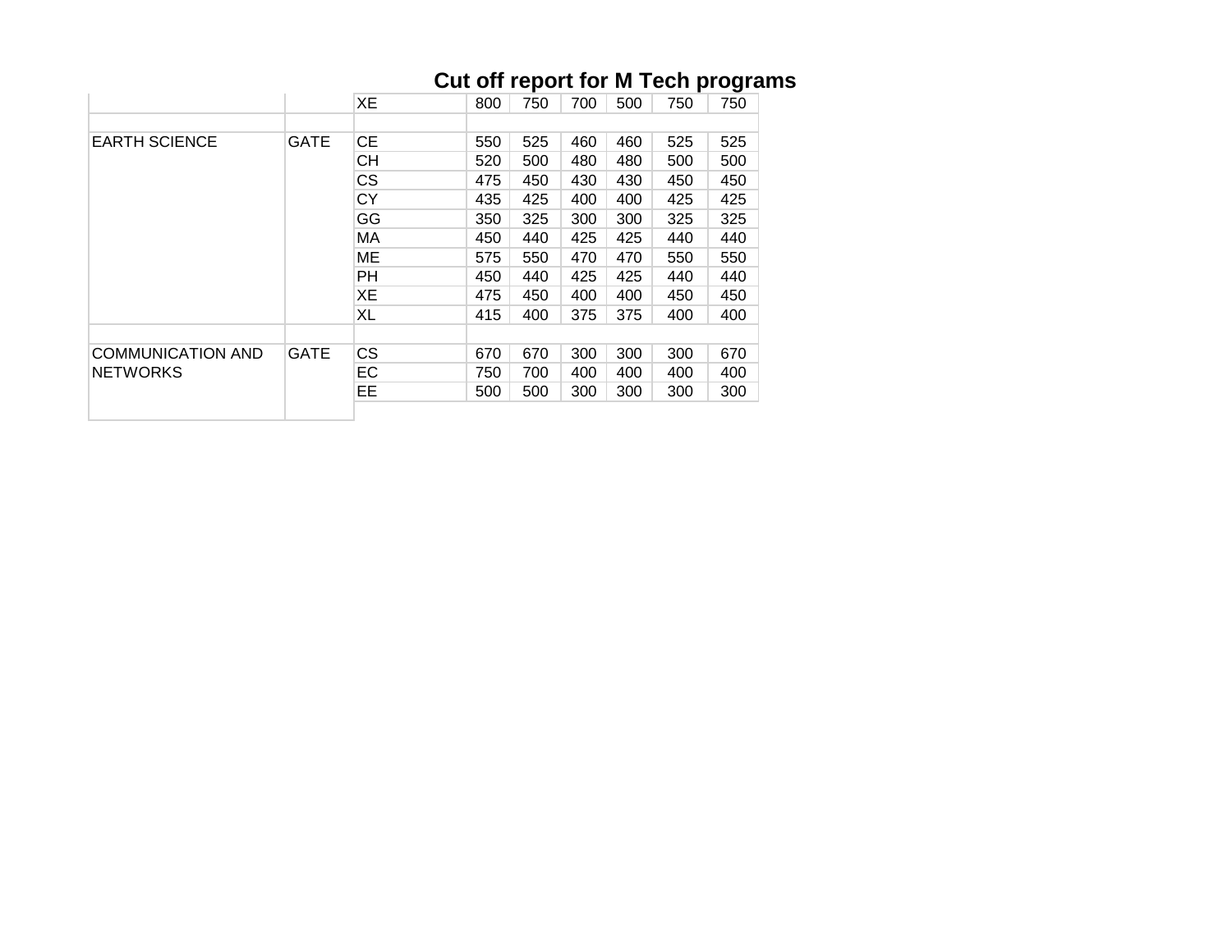## Cut off report for M Tech programs

| | | | | | | | | |
|---|---|---|---|---|---|---|---|---|
| | | XE | 800 | 750 | 700 | 500 | 750 | 750 |
| | | | | | | | | |
| EARTH SCIENCE | GATE | CE | 550 | 525 | 460 | 460 | 525 | 525 |
| | | CH | 520 | 500 | 480 | 480 | 500 | 500 |
| | | CS | 475 | 450 | 430 | 430 | 450 | 450 |
| | | CY | 435 | 425 | 400 | 400 | 425 | 425 |
| | | GG | 350 | 325 | 300 | 300 | 325 | 325 |
| | | MA | 450 | 440 | 425 | 425 | 440 | 440 |
| | | ME | 575 | 550 | 470 | 470 | 550 | 550 |
| | | PH | 450 | 440 | 425 | 425 | 440 | 440 |
| | | XE | 475 | 450 | 400 | 400 | 450 | 450 |
| | | XL | 415 | 400 | 375 | 375 | 400 | 400 |
| | | | | | | | | |
| COMMUNICATION AND NETWORKS | GATE | CS | 670 | 670 | 300 | 300 | 300 | 670 |
| | | EC | 750 | 700 | 400 | 400 | 400 | 400 |
| | | EE | 500 | 500 | 300 | 300 | 300 | 300 |